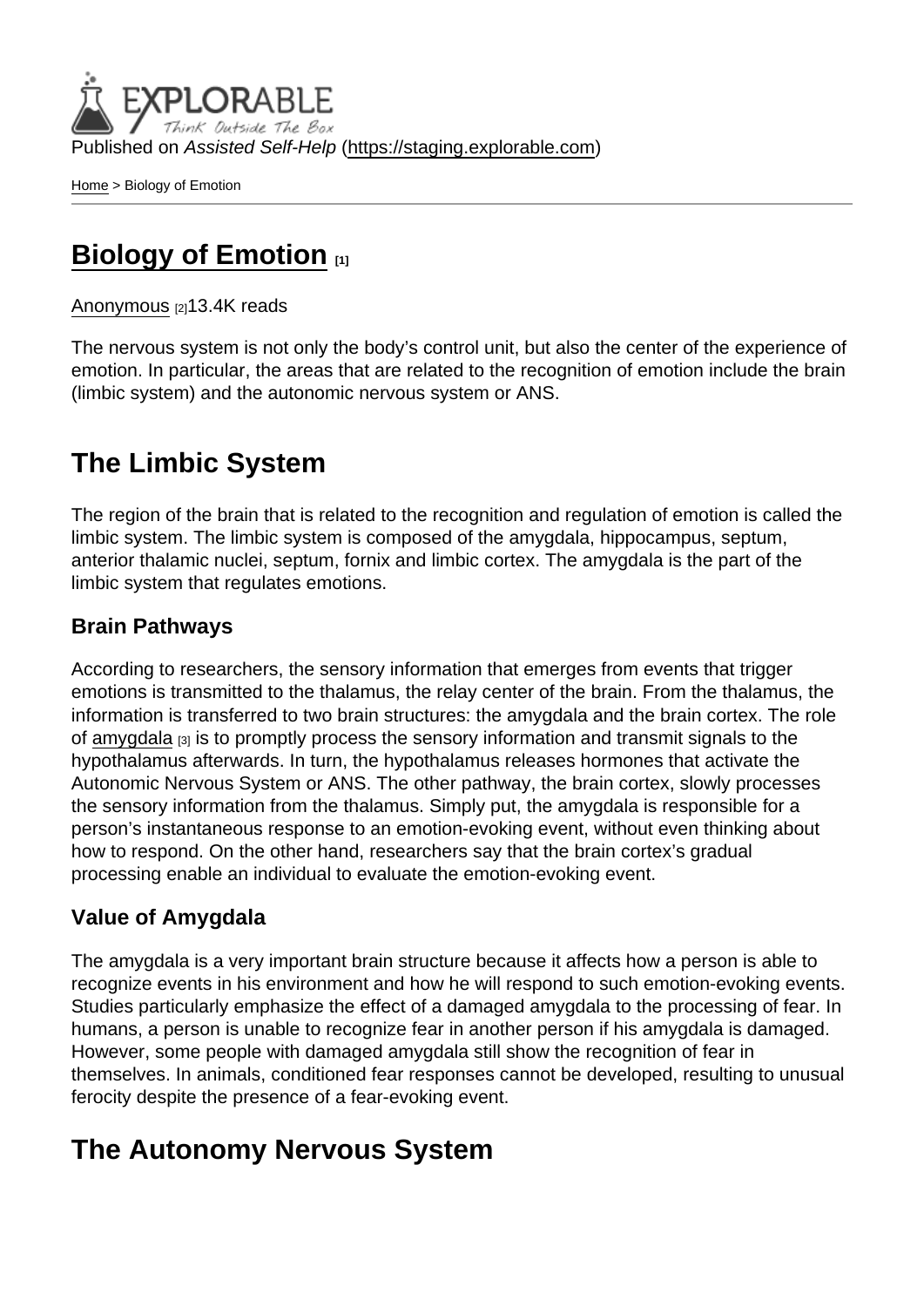Published on *Assisted Self-Help* (https://staging.explorable.com)

Home > Biology of Emotion

# Biology of Emotion [1]

Anonymous [2]13.4K reads

The nervous system is not only the body's control unit, but also the center of the experience of emotion. In particular, the areas that are related to the recognition of emotion include the brain (limbic system) and the autonomic nervous system or ANS.

## The Limbic System

The region of the brain that is related to the recognition and regulation of emotion is called the limbic system. The limbic system is composed of the amygdala, hippocampus, septum, anterior thalamic nuclei, septum, fornix and limbic cortex. The amygdala is the part of the limbic system that regulates emotions.

### Brain Pathways

According to researchers, the sensory information that emerges from events that trigger emotions is transmitted to the thalamus, the relay center of the brain. From the thalamus, the information is transferred to two brain structures: the amygdala and the brain cortex. The role of amygdala [3] is to promptly process the sensory information and transmit signals to the hypothalamus afterwards. In turn, the hypothalamus releases hormones that activate the Autonomic Nervous System or ANS. The other pathway, the brain cortex, slowly processes the sensory information from the thalamus. Simply put, the amygdala is responsible for a person's instantaneous response to an emotion-evoking event, without even thinking about how to respond. On the other hand, researchers say that the brain cortex's gradual processing enable an individual to evaluate the emotion-evoking event.

### Value of Amygdala

The amygdala is a very important brain structure because it affects how a person is able to recognize events in his environment and how he will respond to such emotion-evoking events. Studies particularly emphasize the effect of a damaged amygdala to the processing of fear. In humans, a person is unable to recognize fear in another person if his amygdala is damaged. However, some people with damaged amygdala still show the recognition of fear in themselves. In animals, conditioned fear responses cannot be developed, resulting to unusual ferocity despite the presence of a fear-evoking event.

## The Autonomy Nervous System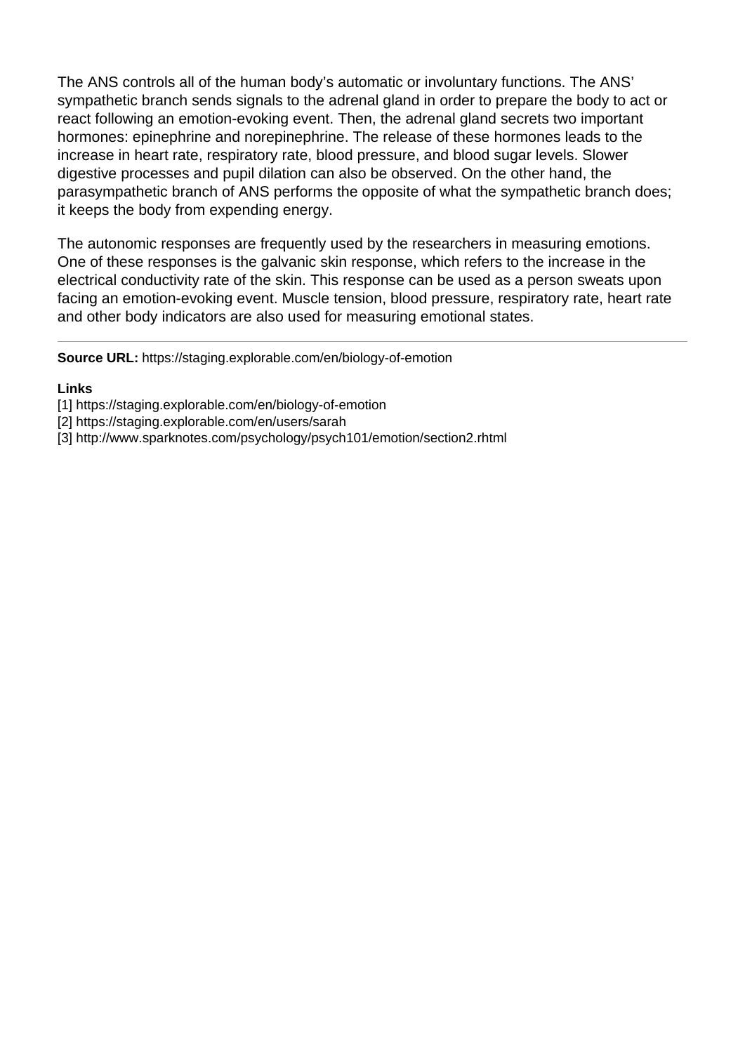The ANS controls all of the human body's automatic or involuntary functions. The ANS' sympathetic branch sends signals to the adrenal gland in order to prepare the body to act or react following an emotion-evoking event. Then, the adrenal gland secrets two important hormones: epinephrine and norepinephrine. The release of these hormones leads to the increase in heart rate, respiratory rate, blood pressure, and blood sugar levels. Slower digestive processes and pupil dilation can also be observed. On the other hand, the parasympathetic branch of ANS performs the opposite of what the sympathetic branch does; it keeps the body from expending energy.

The autonomic responses are frequently used by the researchers in measuring emotions. One of these responses is the galvanic skin response, which refers to the increase in the electrical conductivity rate of the skin. This response can be used as a person sweats upon facing an emotion-evoking event. Muscle tension, blood pressure, respiratory rate, heart rate and other body indicators are also used for measuring emotional states.

---

**Source URL:** https://staging.explorable.com/en/biology-of-emotion

**Links**

[1] https://staging.explorable.com/en/biology-of-emotion
[2] https://staging.explorable.com/en/users/sarah
[3] http://www.sparknotes.com/psychology/psych101/emotion/section2.rhtml